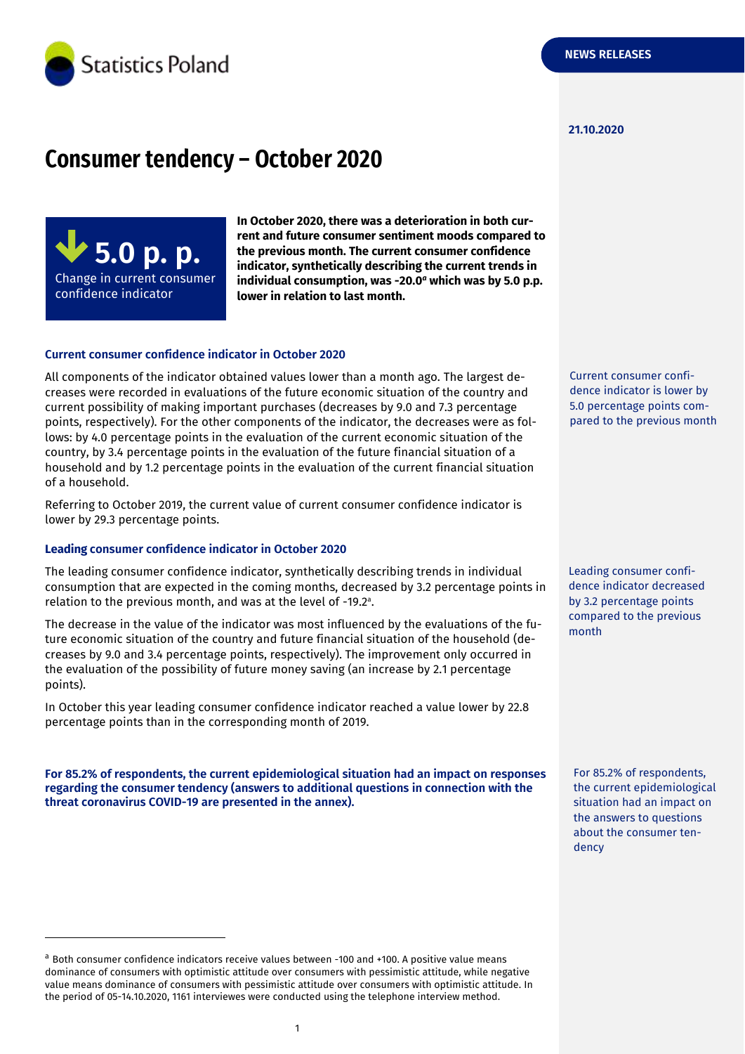Statistics Poland

NEWS RELEASES

21.10.2020

# Consumer tendency – October 2020

**5.0 p. p.**
Change in current consumer confidence indicator

**In October 2020, there was a deterioration in both current and future consumer sentiment moods compared to the previous month. The current consumer confidence indicator, synthetically describing the current trends in individual consumption, was -20.0[a] which was by 5.0 p.p. lower in relation to last month.**

### Current consumer confidence indicator in October 2020

All components of the indicator obtained values lower than a month ago. The largest decreases were recorded in evaluations of the future economic situation of the country and current possibility of making important purchases (decreases by 9.0 and 7.3 percentage points, respectively). For the other components of the indicator, the decreases were as follows: by 4.0 percentage points in the evaluation of the current economic situation of the country, by 3.4 percentage points in the evaluation of the future financial situation of a household and by 1.2 percentage points in the evaluation of the current financial situation of a household.

Current consumer confidence indicator is lower by 5.0 percentage points compared to the previous month

Referring to October 2019, the current value of current consumer confidence indicator is lower by 29.3 percentage points.

### Leading consumer confidence indicator in October 2020

The leading consumer confidence indicator, synthetically describing trends in individual consumption that are expected in the coming months, decreased by 3.2 percentage points in relation to the previous month, and was at the level of -19.2[a].

Leading consumer confidence indicator decreased by 3.2 percentage points compared to the previous month

The decrease in the value of the indicator was most influenced by the evaluations of the future economic situation of the country and future financial situation of the household (decreases by 9.0 and 3.4 percentage points, respectively). The improvement only occurred in the evaluation of the possibility of future money saving (an increase by 2.1 percentage points).

In October this year leading consumer confidence indicator reached a value lower by 22.8 percentage points than in the corresponding month of 2019.

**For 85.2% of respondents, the current epidemiological situation had an impact on responses regarding the consumer tendency (answers to additional questions in connection with the threat coronavirus COVID-19 are presented in the annex).**

For 85.2% of respondents, the current epidemiological situation had an impact on the answers to questions about the consumer tendency

---

[a] Both consumer confidence indicators receive values between -100 and +100. A positive value means dominance of consumers with optimistic attitude over consumers with pessimistic attitude, while negative value means dominance of consumers with pessimistic attitude over consumers with optimistic attitude. In the period of 05-14.10.2020, 1161 interviewes were conducted using the telephone interview method.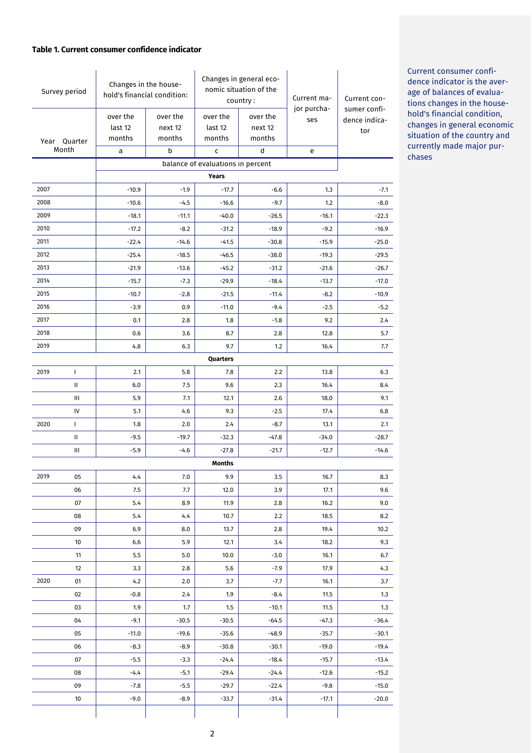**Table 1. Current consumer confidence indicator**

| Survey period | | Changes in the household's financial condition: | | Changes in general economic situation of the country : | | Current major purchases | Current consumer confidence indicator |
|---|---|---|---|---|---|---|---|
| Year | Quarter Month | over the last 12 months | over the next 12 months | over the last 12 months | over the next 12 months | | |
| | | a | b | c | d | e | |
| | | balance of evaluations in percent | | | | | |
| **Years** | | | | | | | |
| 2007 | | -10.9 | -1.9 | -17.7 | -6.6 | 1.3 | -7.1 |
| 2008 | | -10.6 | -4.5 | -16.6 | -9.7 | 1.2 | -8.0 |
| 2009 | | -18.1 | -11.1 | -40.0 | -26.5 | -16.1 | -22.3 |
| 2010 | | -17.2 | -8.2 | -31.2 | -18.9 | -9.2 | -16.9 |
| 2011 | | -22.4 | -14.6 | -41.5 | -30.8 | -15.9 | -25.0 |
| 2012 | | -25.4 | -18.5 | -46.5 | -38.0 | -19.3 | -29.5 |
| 2013 | | -21.9 | -13.6 | -45.2 | -31.2 | -21.6 | -26.7 |
| 2014 | | -15.7 | -7.3 | -29.9 | -18.4 | -13.7 | -17.0 |
| 2015 | | -10.7 | -2.8 | -21.5 | -11.4 | -8.2 | -10.9 |
| 2016 | | -3.9 | 0.9 | -11.0 | -9.4 | -2.5 | -5.2 |
| 2017 | | 0.1 | 2.8 | 1.8 | -1.8 | 9.2 | 2.4 |
| 2018 | | 0.6 | 3.6 | 8.7 | 2.8 | 12.8 | 5.7 |
| 2019 | | 4.8 | 6.3 | 9.7 | 1.2 | 16.4 | 7.7 |
| **Quarters** | | | | | | | |
| 2019 | I | 2.1 | 5.8 | 7.8 | 2.2 | 13.8 | 6.3 |
| | II | 6.0 | 7.5 | 9.6 | 2.3 | 16.4 | 8.4 |
| | III | 5.9 | 7.1 | 12.1 | 2.6 | 18.0 | 9.1 |
| | IV | 5.1 | 4.6 | 9.3 | -2.5 | 17.4 | 6.8 |
| 2020 | I | 1.8 | 2.0 | 2.4 | -8.7 | 13.1 | 2.1 |
| | II | -9.5 | -19.7 | -32.3 | -47.8 | -34.0 | -28.7 |
| | III | -5.9 | -4.6 | -27.8 | -21.7 | -12.7 | -14.6 |
| **Months** | | | | | | | |
| 2019 | 05 | 4.4 | 7.0 | 9.9 | 3.5 | 16.7 | 8.3 |
| | 06 | 7.5 | 7.7 | 12.0 | 3.9 | 17.1 | 9.6 |
| | 07 | 5.4 | 8.9 | 11.9 | 2.8 | 16.2 | 9.0 |
| | 08 | 5.4 | 4.4 | 10.7 | 2.2 | 18.5 | 8.2 |
| | 09 | 6.9 | 8.0 | 13.7 | 2.8 | 19.4 | 10.2 |
| | 10 | 6.6 | 5.9 | 12.1 | 3.4 | 18.2 | 9.3 |
| | 11 | 5.5 | 5.0 | 10.0 | -3.0 | 16.1 | 6.7 |
| | 12 | 3.3 | 2.8 | 5.6 | -7.9 | 17.9 | 4.3 |
| 2020 | 01 | 4.2 | 2.0 | 3.7 | -7.7 | 16.1 | 3.7 |
| | 02 | -0.8 | 2.4 | 1.9 | -8.4 | 11.5 | 1.3 |
| | 03 | 1.9 | 1.7 | 1.5 | -10.1 | 11.5 | 1.3 |
| | 04 | -9.1 | -30.5 | -30.5 | -64.5 | -47.3 | -36.4 |
| | 05 | -11.0 | -19.6 | -35.6 | -48.9 | -35.7 | -30.1 |
| | 06 | -8.3 | -8.9 | -30.8 | -30.1 | -19.0 | -19.4 |
| | 07 | -5.5 | -3.3 | -24.4 | -18.4 | -15.7 | -13.4 |
| | 08 | -4.4 | -5.1 | -29.4 | -24.4 | -12.6 | -15.2 |
| | 09 | -7.8 | -5.5 | -29.7 | -22.4 | -9.8 | -15.0 |
| | 10 | -9.0 | -8.9 | -33.7 | -31.4 | -17.1 | -20.0 |

Current consumer confidence indicator is the average of balances of evaluations changes in the household's financial condition, changes in general economic situation of the country and currently made major purchases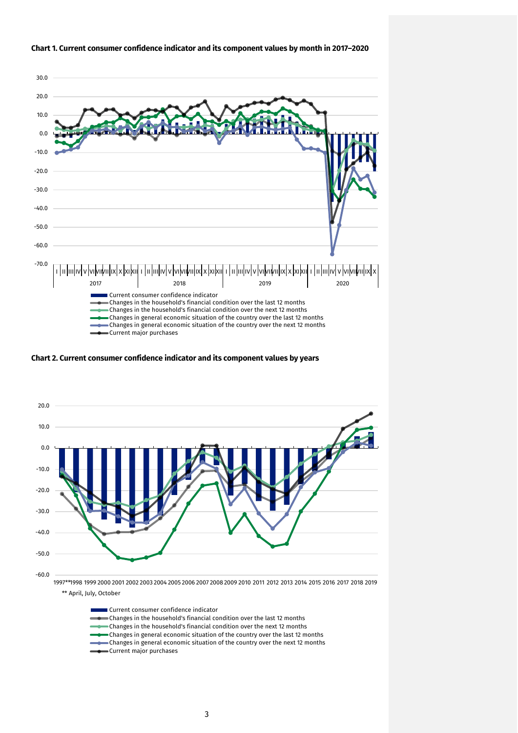**Chart 1. Current consumer confidence indicator and its component values by month in 2017–2020**

**Chart 2. Current consumer confidence indicator and its component values by years**

** April, July, October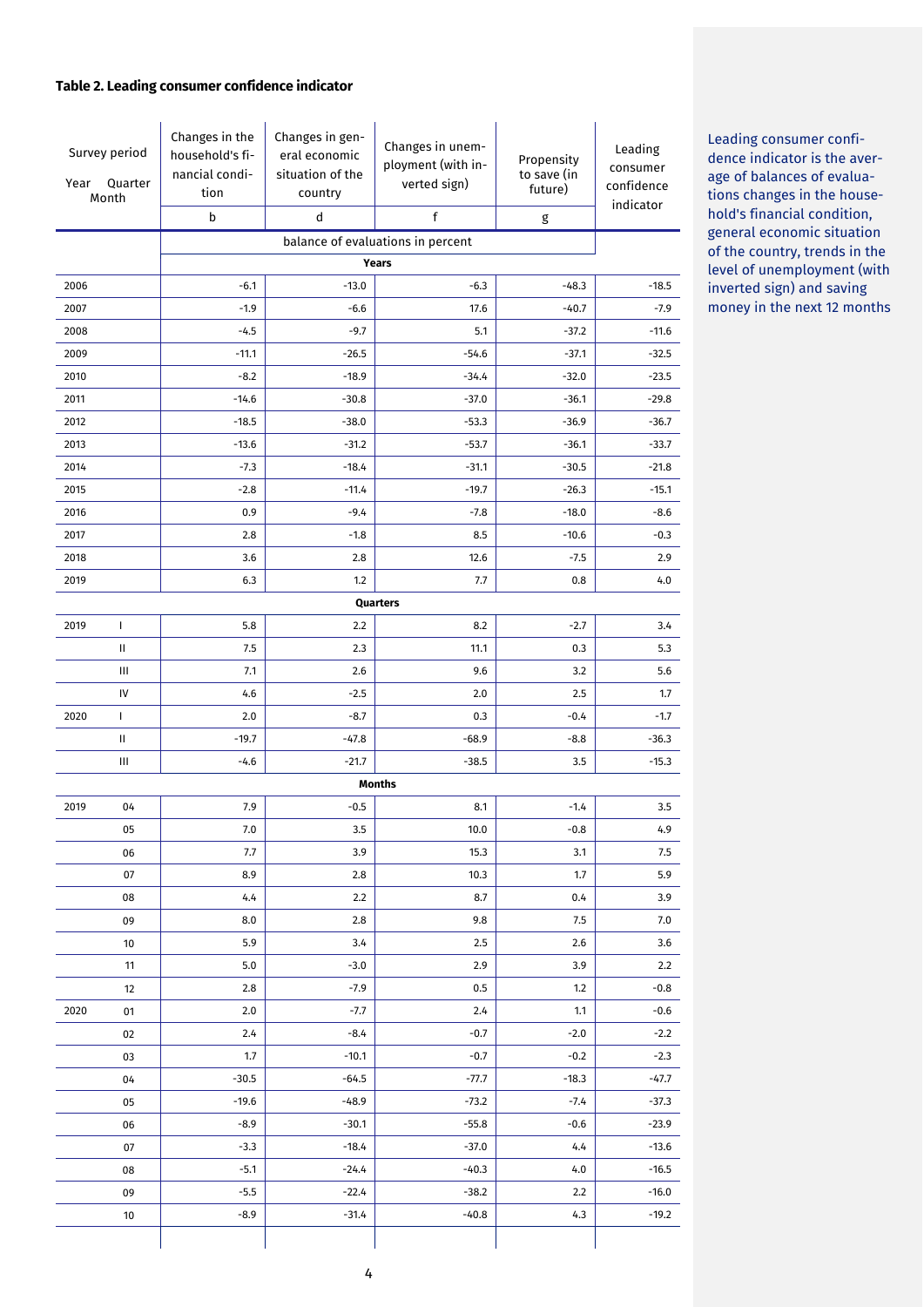### Table 2. Leading consumer confidence indicator

| Survey period Year | Quarter Month | Changes in the household's financial condition | Changes in general economic situation of the country | Changes in unemployment (with inverted sign) | Propensity to save (in future) | Leading consumer confidence indicator |
|---|---|---|---|---|---|---|
| | | b | d | f | g | |
| | | balance of evaluations in percent | | | | |
| **Years** | | | | | | |
| 2006 | | -6.1 | -13.0 | -6.3 | -48.3 | -18.5 |
| 2007 | | -1.9 | -6.6 | 17.6 | -40.7 | -7.9 |
| 2008 | | -4.5 | -9.7 | 5.1 | -37.2 | -11.6 |
| 2009 | | -11.1 | -26.5 | -54.6 | -37.1 | -32.5 |
| 2010 | | -8.2 | -18.9 | -34.4 | -32.0 | -23.5 |
| 2011 | | -14.6 | -30.8 | -37.0 | -36.1 | -29.8 |
| 2012 | | -18.5 | -38.0 | -53.3 | -36.9 | -36.7 |
| 2013 | | -13.6 | -31.2 | -53.7 | -36.1 | -33.7 |
| 2014 | | -7.3 | -18.4 | -31.1 | -30.5 | -21.8 |
| 2015 | | -2.8 | -11.4 | -19.7 | -26.3 | -15.1 |
| 2016 | | 0.9 | -9.4 | -7.8 | -18.0 | -8.6 |
| 2017 | | 2.8 | -1.8 | 8.5 | -10.6 | -0.3 |
| 2018 | | 3.6 | 2.8 | 12.6 | -7.5 | 2.9 |
| 2019 | | 6.3 | 1.2 | 7.7 | 0.8 | 4.0 |
| **Quarters** | | | | | | |
| 2019 | I | 5.8 | 2.2 | 8.2 | -2.7 | 3.4 |
| | II | 7.5 | 2.3 | 11.1 | 0.3 | 5.3 |
| | III | 7.1 | 2.6 | 9.6 | 3.2 | 5.6 |
| | IV | 4.6 | -2.5 | 2.0 | 2.5 | 1.7 |
| 2020 | I | 2.0 | -8.7 | 0.3 | -0.4 | -1.7 |
| | II | -19.7 | -47.8 | -68.9 | -8.8 | -36.3 |
| | III | -4.6 | -21.7 | -38.5 | 3.5 | -15.3 |
| **Months** | | | | | | |
| 2019 | 04 | 7.9 | -0.5 | 8.1 | -1.4 | 3.5 |
| | 05 | 7.0 | 3.5 | 10.0 | -0.8 | 4.9 |
| | 06 | 7.7 | 3.9 | 15.3 | 3.1 | 7.5 |
| | 07 | 8.9 | 2.8 | 10.3 | 1.7 | 5.9 |
| | 08 | 4.4 | 2.2 | 8.7 | 0.4 | 3.9 |
| | 09 | 8.0 | 2.8 | 9.8 | 7.5 | 7.0 |
| | 10 | 5.9 | 3.4 | 2.5 | 2.6 | 3.6 |
| | 11 | 5.0 | -3.0 | 2.9 | 3.9 | 2.2 |
| | 12 | 2.8 | -7.9 | 0.5 | 1.2 | -0.8 |
| 2020 | 01 | 2.0 | -7.7 | 2.4 | 1.1 | -0.6 |
| | 02 | 2.4 | -8.4 | -0.7 | -2.0 | -2.2 |
| | 03 | 1.7 | -10.1 | -0.7 | -0.2 | -2.3 |
| | 04 | -30.5 | -64.5 | -77.7 | -18.3 | -47.7 |
| | 05 | -19.6 | -48.9 | -73.2 | -7.4 | -37.3 |
| | 06 | -8.9 | -30.1 | -55.8 | -0.6 | -23.9 |
| | 07 | -3.3 | -18.4 | -37.0 | 4.4 | -13.6 |
| | 08 | -5.1 | -24.4 | -40.3 | 4.0 | -16.5 |
| | 09 | -5.5 | -22.4 | -38.2 | 2.2 | -16.0 |
| | 10 | -8.9 | -31.4 | -40.8 | 4.3 | -19.2 |

Leading consumer confidence indicator is the average of balances of evaluations changes in the household's financial condition, general economic situation of the country, trends in the level of unemployment (with inverted sign) and saving money in the next 12 months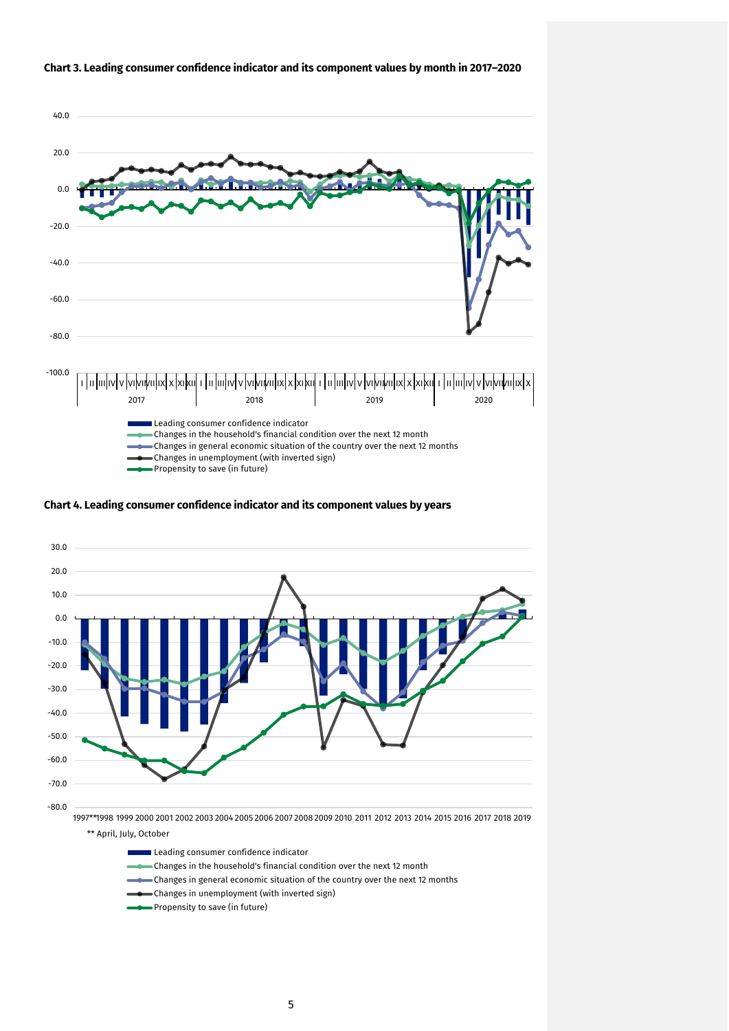**Chart 3. Leading consumer confidence indicator and its component values by month in 2017–2020**

- Leading consumer confidence indicator
- Changes in the household's financial condition over the next 12 month
- Changes in general economic situation of the country over the next 12 months
- Changes in unemployment (with inverted sign)
- Propensity to save (in future)

**Chart 4. Leading consumer confidence indicator and its component values by years**

** April, July, October

- Leading consumer confidence indicator
- Changes in the household's financial condition over the next 12 month
- Changes in general economic situation of the country over the next 12 months
- Changes in unemployment (with inverted sign)
- Propensity to save (in future)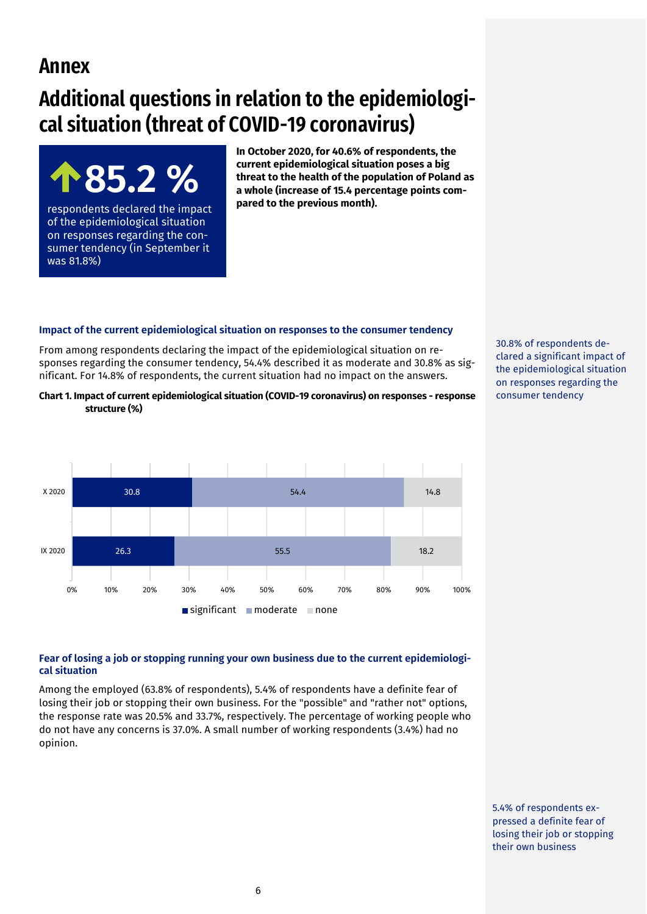# Annex

# Additional questions in relation to the epidemiological situation (threat of COVID-19 coronavirus)

**↑85.2 %**

respondents declared the impact of the epidemiological situation on responses regarding the consumer tendency (in September it was 81.8%)

**In October 2020, for 40.6% of respondents, the current epidemiological situation poses a big threat to the health of the population of Poland as a whole (increase of 15.4 percentage points compared to the previous month).**

### Impact of the current epidemiological situation on responses to the consumer tendency

From among respondents declaring the impact of the epidemiological situation on responses regarding the consumer tendency, 54.4% described it as moderate and 30.8% as significant. For 14.8% of respondents, the current situation had no impact on the answers.

30.8% of respondents declared a significant impact of the epidemiological situation on responses regarding the consumer tendency

**Chart 1. Impact of current epidemiological situation (COVID-19 coronavirus) on responses - response structure (%)**

| | significant | moderate | none |
|---|---|---|---|
| X 2020 | 30.8 | 54.4 | 14.8 |
| IX 2020 | 26.3 | 55.5 | 18.2 |

### Fear of losing a job or stopping running your own business due to the current epidemiological situation

Among the employed (63.8% of respondents), 5.4% of respondents have a definite fear of losing their job or stopping their own business. For the "possible" and "rather not" options, the response rate was 20.5% and 33.7%, respectively. The percentage of working people who do not have any concerns is 37.0%. A small number of working respondents (3.4%) had no opinion.

5.4% of respondents expressed a definite fear of losing their job or stopping their own business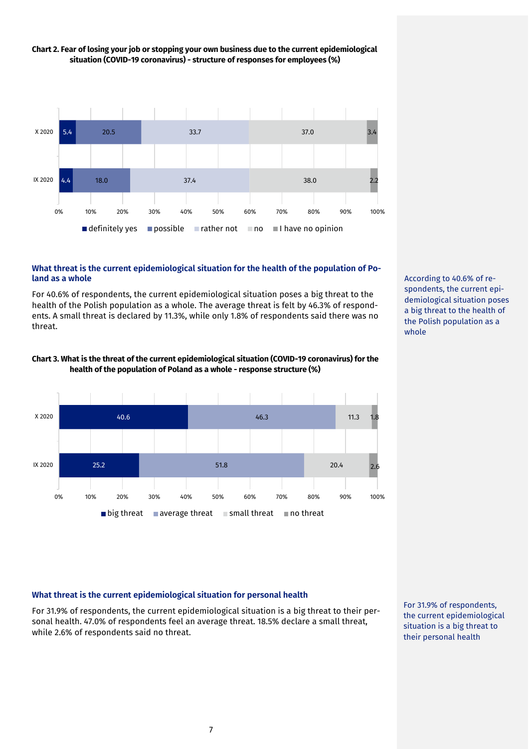**Chart 2. Fear of losing your job or stopping your own business due to the current epidemiological situation (COVID-19 coronavirus) - structure of responses for employees (%)**

| | definitely yes | possible | rather not | no | I have no opinion |
|---|---|---|---|---|---|
| X 2020 | 5.4 | 20.5 | 33.7 | 37.0 | 3.4 |
| IX 2020 | 4.4 | 18.0 | 37.4 | 38.0 | 2.2 |

### What threat is the current epidemiological situation for the health of the population of Poland as a whole

For 40.6% of respondents, the current epidemiological situation poses a big threat to the health of the Polish population as a whole. The average threat is felt by 46.3% of respondents. A small threat is declared by 11.3%, while only 1.8% of respondents said there was no threat.

According to 40.6% of respondents, the current epidemiological situation poses a big threat to the health of the Polish population as a whole

**Chart 3. What is the threat of the current epidemiological situation (COVID-19 coronavirus) for the health of the population of Poland as a whole - response structure (%)**

| | big threat | average threat | small threat | no threat |
|---|---|---|---|---|
| X 2020 | 40.6 | 46.3 | 11.3 | 1.8 |
| IX 2020 | 25.2 | 51.8 | 20.4 | 2.6 |

### What threat is the current epidemiological situation for personal health

For 31.9% of respondents, the current epidemiological situation is a big threat to their personal health. 47.0% of respondents feel an average threat. 18.5% declare a small threat, while 2.6% of respondents said no threat.

For 31.9% of respondents, the current epidemiological situation is a big threat to their personal health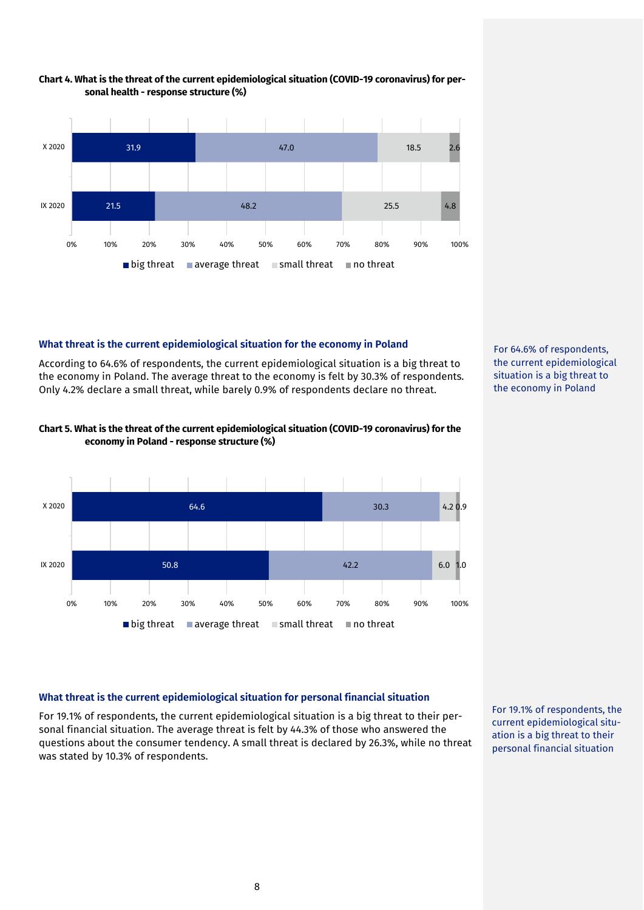**Chart 4. What is the threat of the current epidemiological situation (COVID-19 coronavirus) for personal health - response structure (%)**

| | big threat | average threat | small threat | no threat |
|---|---|---|---|---|
| X 2020 | 31.9 | 47.0 | 18.5 | 2.6 |
| IX 2020 | 21.5 | 48.2 | 25.5 | 4.8 |

### What threat is the current epidemiological situation for the economy in Poland

According to 64.6% of respondents, the current epidemiological situation is a big threat to the economy in Poland. The average threat to the economy is felt by 30.3% of respondents. Only 4.2% declare a small threat, while barely 0.9% of respondents declare no threat.

For 64.6% of respondents, the current epidemiological situation is a big threat to the economy in Poland

**Chart 5. What is the threat of the current epidemiological situation (COVID-19 coronavirus) for the economy in Poland - response structure (%)**

| | big threat | average threat | small threat | no threat |
|---|---|---|---|---|
| X 2020 | 64.6 | 30.3 | 4.2 | 0.9 |
| IX 2020 | 50.8 | 42.2 | 6.0 | 1.0 |

### What threat is the current epidemiological situation for personal financial situation

For 19.1% of respondents, the current epidemiological situation is a big threat to their personal financial situation. The average threat is felt by 44.3% of those who answered the questions about the consumer tendency. A small threat is declared by 26.3%, while no threat was stated by 10.3% of respondents.

For 19.1% of respondents, the current epidemiological situation is a big threat to their personal financial situation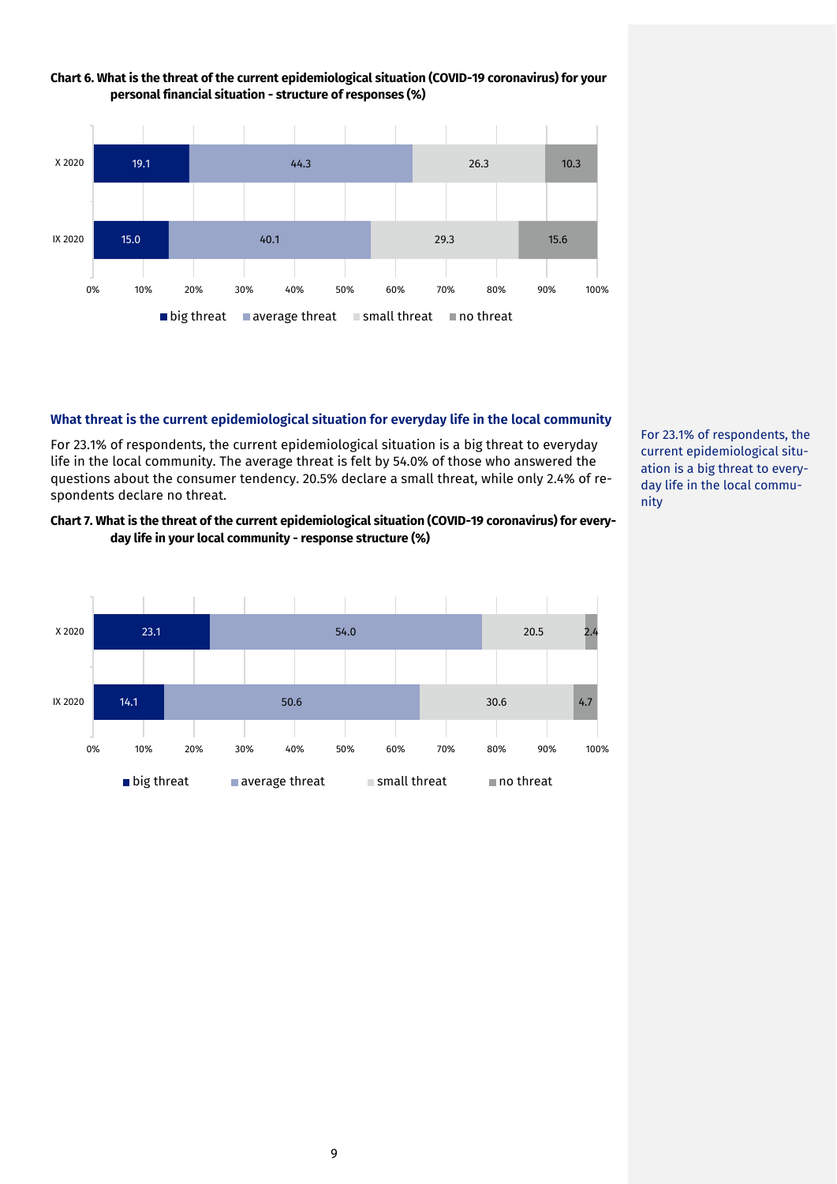**Chart 6. What is the threat of the current epidemiological situation (COVID-19 coronavirus) for your personal financial situation - structure of responses (%)**

| | big threat | average threat | small threat | no threat |
|---|---|---|---|---|
| X 2020 | 19.1 | 44.3 | 26.3 | 10.3 |
| IX 2020 | 15.0 | 40.1 | 29.3 | 15.6 |

### What threat is the current epidemiological situation for everyday life in the local community

For 23.1% of respondents, the current epidemiological situation is a big threat to everyday life in the local community. The average threat is felt by 54.0% of those who answered the questions about the consumer tendency. 20.5% declare a small threat, while only 2.4% of respondents declare no threat.

For 23.1% of respondents, the current epidemiological situation is a big threat to everyday life in the local community

**Chart 7. What is the threat of the current epidemiological situation (COVID-19 coronavirus) for everyday life in your local community - response structure (%)**

| | big threat | average threat | small threat | no threat |
|---|---|---|---|---|
| X 2020 | 23.1 | 54.0 | 20.5 | 2.4 |
| IX 2020 | 14.1 | 50.6 | 30.6 | 4.7 |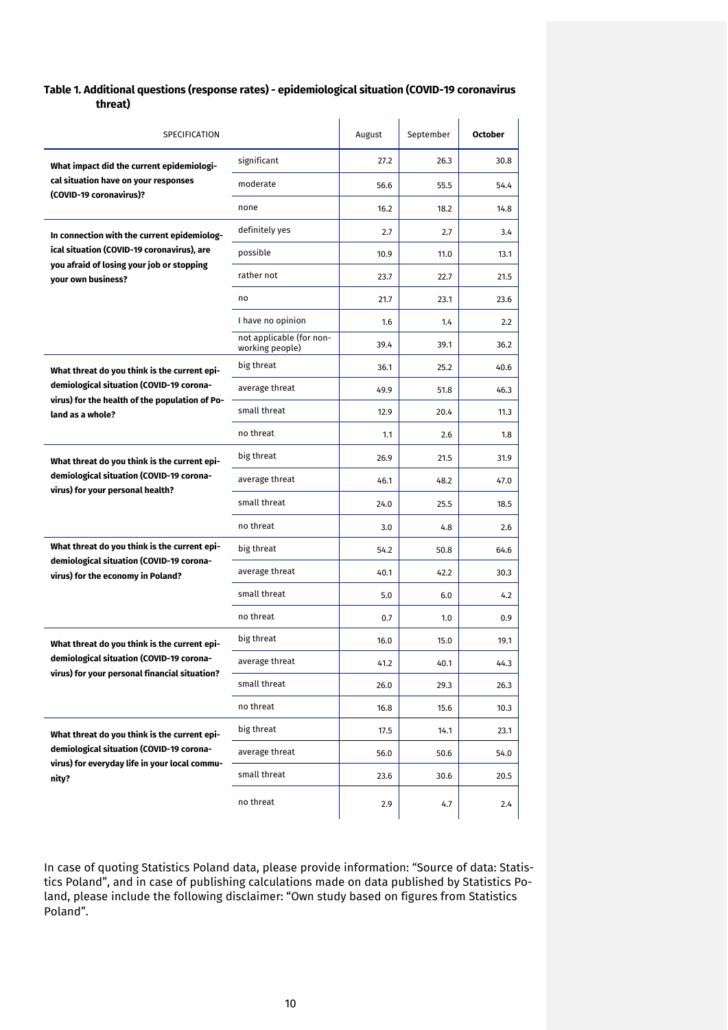**Table 1. Additional questions (response rates) - epidemiological situation (COVID-19 coronavirus threat)**

| SPECIFICATION | | August | September | **October** |
|---|---|---|---|---|
| **What impact did the current epidemiological situation have on your responses (COVID-19 coronavirus)?** | significant | 27.2 | 26.3 | 30.8 |
| | moderate | 56.6 | 55.5 | 54.4 |
| | none | 16.2 | 18.2 | 14.8 |
| **In connection with the current epidemiological situation (COVID-19 coronavirus), are you afraid of losing your job or stopping your own business?** | definitely yes | 2.7 | 2.7 | 3.4 |
| | possible | 10.9 | 11.0 | 13.1 |
| | rather not | 23.7 | 22.7 | 21.5 |
| | no | 21.7 | 23.1 | 23.6 |
| | I have no opinion | 1.6 | 1.4 | 2.2 |
| | not applicable (for non-working people) | 39.4 | 39.1 | 36.2 |
| **What threat do you think is the current epidemiological situation (COVID-19 coronavirus) for the health of the population of Poland as a whole?** | big threat | 36.1 | 25.2 | 40.6 |
| | average threat | 49.9 | 51.8 | 46.3 |
| | small threat | 12.9 | 20.4 | 11.3 |
| | no threat | 1.1 | 2.6 | 1.8 |
| **What threat do you think is the current epidemiological situation (COVID-19 coronavirus) for your personal health?** | big threat | 26.9 | 21.5 | 31.9 |
| | average threat | 46.1 | 48.2 | 47.0 |
| | small threat | 24.0 | 25.5 | 18.5 |
| | no threat | 3.0 | 4.8 | 2.6 |
| **What threat do you think is the current epidemiological situation (COVID-19 coronavirus) for the economy in Poland?** | big threat | 54.2 | 50.8 | 64.6 |
| | average threat | 40.1 | 42.2 | 30.3 |
| | small threat | 5.0 | 6.0 | 4.2 |
| | no threat | 0.7 | 1.0 | 0.9 |
| **What threat do you think is the current epidemiological situation (COVID-19 coronavirus) for your personal financial situation?** | big threat | 16.0 | 15.0 | 19.1 |
| | average threat | 41.2 | 40.1 | 44.3 |
| | small threat | 26.0 | 29.3 | 26.3 |
| | no threat | 16.8 | 15.6 | 10.3 |
| **What threat do you think is the current epidemiological situation (COVID-19 coronavirus) for everyday life in your local community?** | big threat | 17.5 | 14.1 | 23.1 |
| | average threat | 56.0 | 50.6 | 54.0 |
| | small threat | 23.6 | 30.6 | 20.5 |
| | no threat | 2.9 | 4.7 | 2.4 |

In case of quoting Statistics Poland data, please provide information: "Source of data: Statistics Poland", and in case of publishing calculations made on data published by Statistics Poland, please include the following disclaimer: "Own study based on figures from Statistics Poland".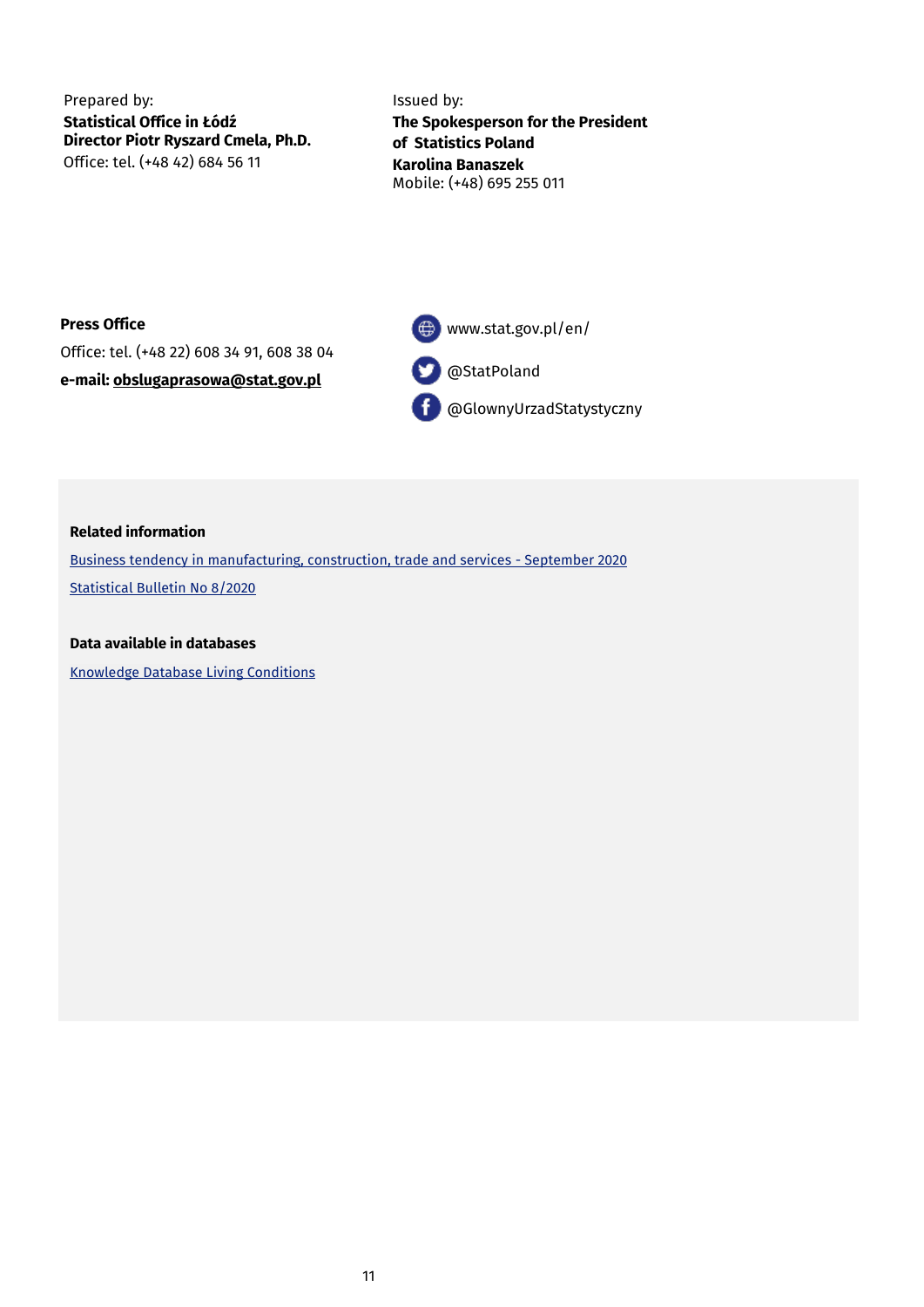Prepared by:
**Statistical Office in Łódź**
**Director Piotr Ryszard Cmela, Ph.D.**
Office: tel. (+48 42) 684 56 11

Issued by:
**The Spokesperson for the President of Statistics Poland**
**Karolina Banaszek**
Mobile: (+48) 695 255 011

**Press Office**
Office: tel. (+48 22) 608 34 91, 608 38 04
**e-mail: obslugaprasowa@stat.gov.pl**

www.stat.gov.pl/en/
@StatPoland
@GlownyUrzadStatystyczny

**Related information**

Business tendency in manufacturing, construction, trade and services - September 2020

Statistical Bulletin No 8/2020

**Data available in databases**

Knowledge Database Living Conditions